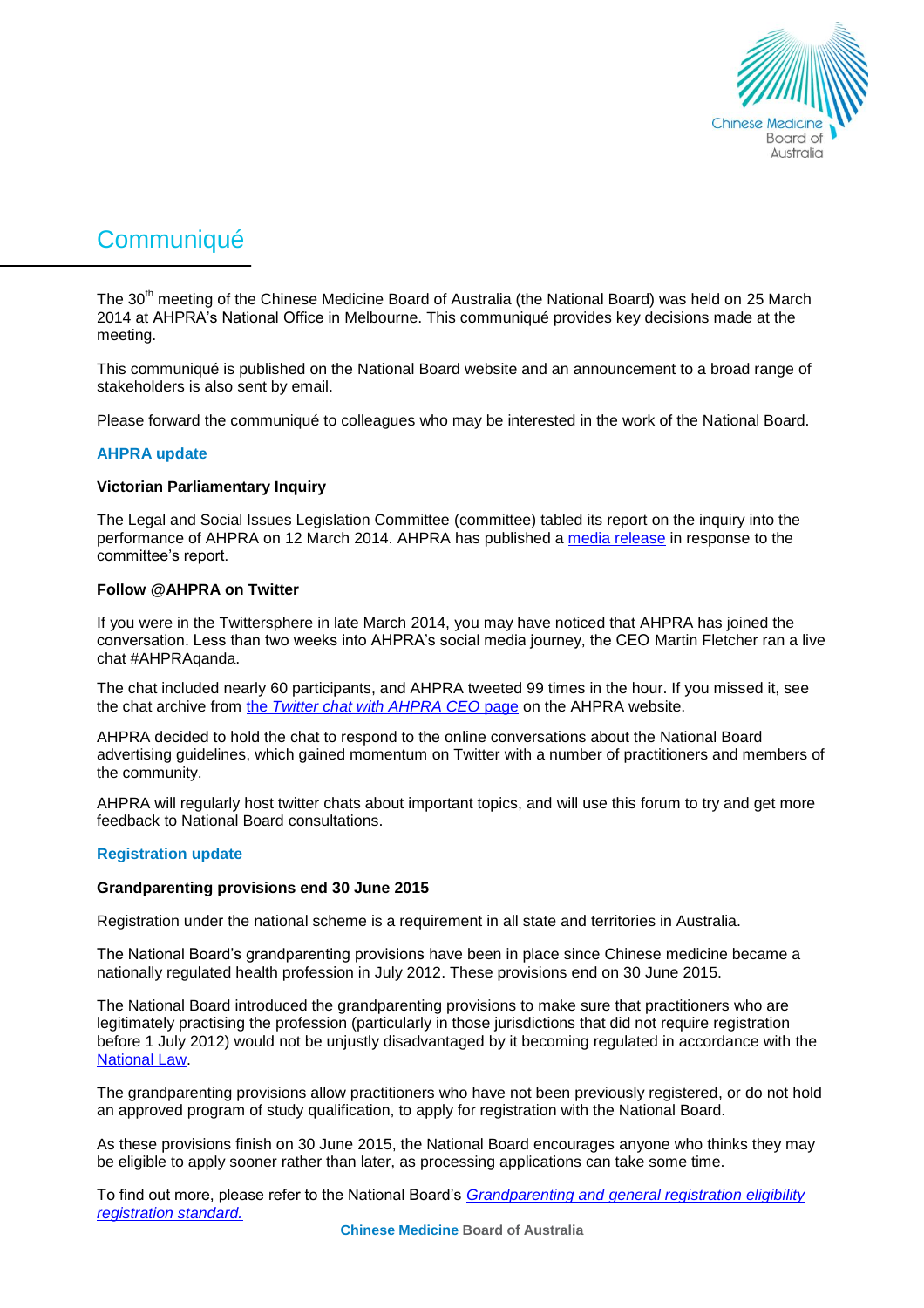# Communiqué

The 30th meeting of the Chinese Medicine Board of Australia (the National Board) was held on 25 March 2014 at AHPRA's National Office in Melbourne. This communiqué provides key decisions made at the meeting.

This communiqué is published on the National Board website and an announcement to a broad range of stakeholders is also sent by email.

Please forward the communiqué to colleagues who may be interested in the work of the National Board.

## AHPRA update

### Victorian Parliamentary Inquiry

The Legal and Social Issues Legislation Committee (committee) tabled its report on the inquiry into the performance of AHPRA on 12 March 2014. AHPRA has published a media release in response to the committee's report.

### Follow @AHPRA on Twitter

If you were in the Twittersphere in late March 2014, you may have noticed that AHPRA has joined the conversation. Less than two weeks into AHPRA's social media journey, the CEO Martin Fletcher ran a live chat #AHPRAqanda.

The chat included nearly 60 participants, and AHPRA tweeted 99 times in the hour. If you missed it, see the chat archive from the *Twitter chat with AHPRA CEO* page on the AHPRA website.

AHPRA decided to hold the chat to respond to the online conversations about the National Board advertising guidelines, which gained momentum on Twitter with a number of practitioners and members of the community.

AHPRA will regularly host twitter chats about important topics, and will use this forum to try and get more feedback to National Board consultations.

## Registration update

### Grandparenting provisions end 30 June 2015

Registration under the national scheme is a requirement in all state and territories in Australia.

The National Board's grandparenting provisions have been in place since Chinese medicine became a nationally regulated health profession in July 2012. These provisions end on 30 June 2015.

The National Board introduced the grandparenting provisions to make sure that practitioners who are legitimately practising the profession (particularly in those jurisdictions that did not require registration before 1 July 2012) would not be unjustly disadvantaged by it becoming regulated in accordance with the National Law.

The grandparenting provisions allow practitioners who have not been previously registered, or do not hold an approved program of study qualification, to apply for registration with the National Board.

As these provisions finish on 30 June 2015, the National Board encourages anyone who thinks they may be eligible to apply sooner rather than later, as processing applications can take some time.

To find out more, please refer to the National Board's *Grandparenting and general registration eligibility registration standard.*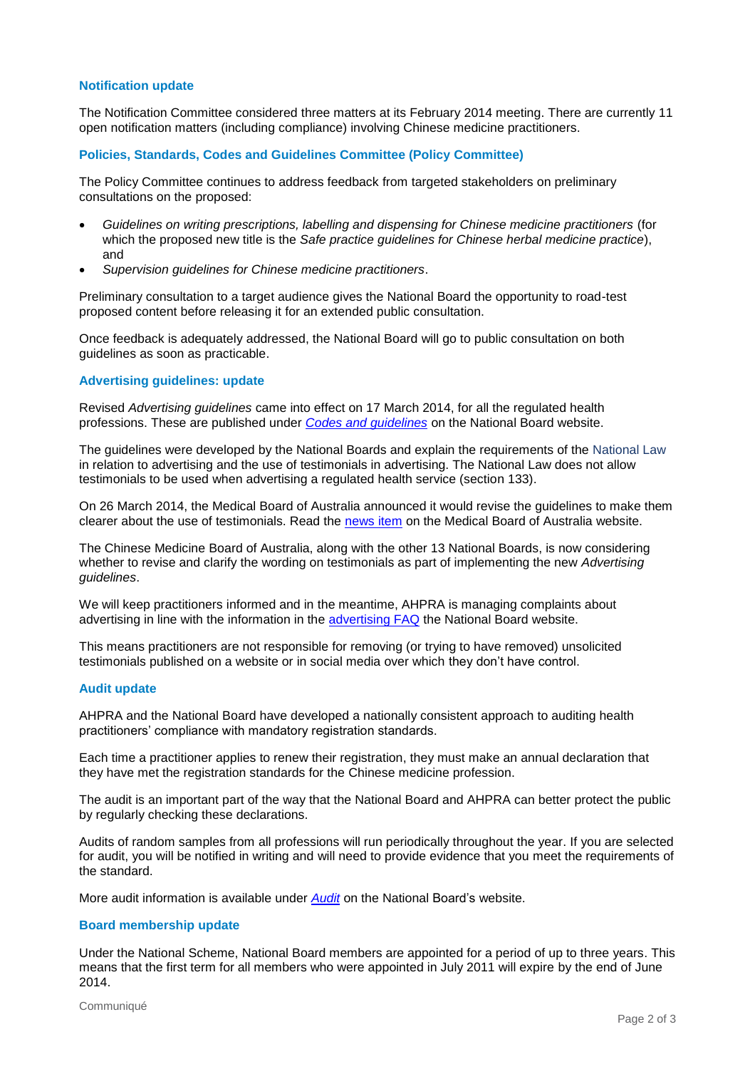## Notification update

The Notification Committee considered three matters at its February 2014 meeting. There are currently 11 open notification matters (including compliance) involving Chinese medicine practitioners.

## Policies, Standards, Codes and Guidelines Committee (Policy Committee)

The Policy Committee continues to address feedback from targeted stakeholders on preliminary consultations on the proposed:

- *Guidelines on writing prescriptions, labelling and dispensing for Chinese medicine practitioners* (for which the proposed new title is the *Safe practice guidelines for Chinese herbal medicine practice*), and
- *Supervision guidelines for Chinese medicine practitioners*.

Preliminary consultation to a target audience gives the National Board the opportunity to road-test proposed content before releasing it for an extended public consultation.

Once feedback is adequately addressed, the National Board will go to public consultation on both guidelines as soon as practicable.

## Advertising guidelines: update

Revised *Advertising guidelines* came into effect on 17 March 2014, for all the regulated health professions. These are published under *Codes and guidelines* on the National Board website.

The guidelines were developed by the National Boards and explain the requirements of the National Law in relation to advertising and the use of testimonials in advertising. The National Law does not allow testimonials to be used when advertising a regulated health service (section 133).

On 26 March 2014, the Medical Board of Australia announced it would revise the guidelines to make them clearer about the use of testimonials. Read the news item on the Medical Board of Australia website.

The Chinese Medicine Board of Australia, along with the other 13 National Boards, is now considering whether to revise and clarify the wording on testimonials as part of implementing the new *Advertising guidelines*.

We will keep practitioners informed and in the meantime, AHPRA is managing complaints about advertising in line with the information in the advertising FAQ the National Board website.

This means practitioners are not responsible for removing (or trying to have removed) unsolicited testimonials published on a website or in social media over which they don't have control.

## Audit update

AHPRA and the National Board have developed a nationally consistent approach to auditing health practitioners' compliance with mandatory registration standards.

Each time a practitioner applies to renew their registration, they must make an annual declaration that they have met the registration standards for the Chinese medicine profession.

The audit is an important part of the way that the National Board and AHPRA can better protect the public by regularly checking these declarations.

Audits of random samples from all professions will run periodically throughout the year. If you are selected for audit, you will be notified in writing and will need to provide evidence that you meet the requirements of the standard.

More audit information is available under *Audit* on the National Board's website.

## Board membership update

Under the National Scheme, National Board members are appointed for a period of up to three years. This means that the first term for all members who were appointed in July 2011 will expire by the end of June 2014.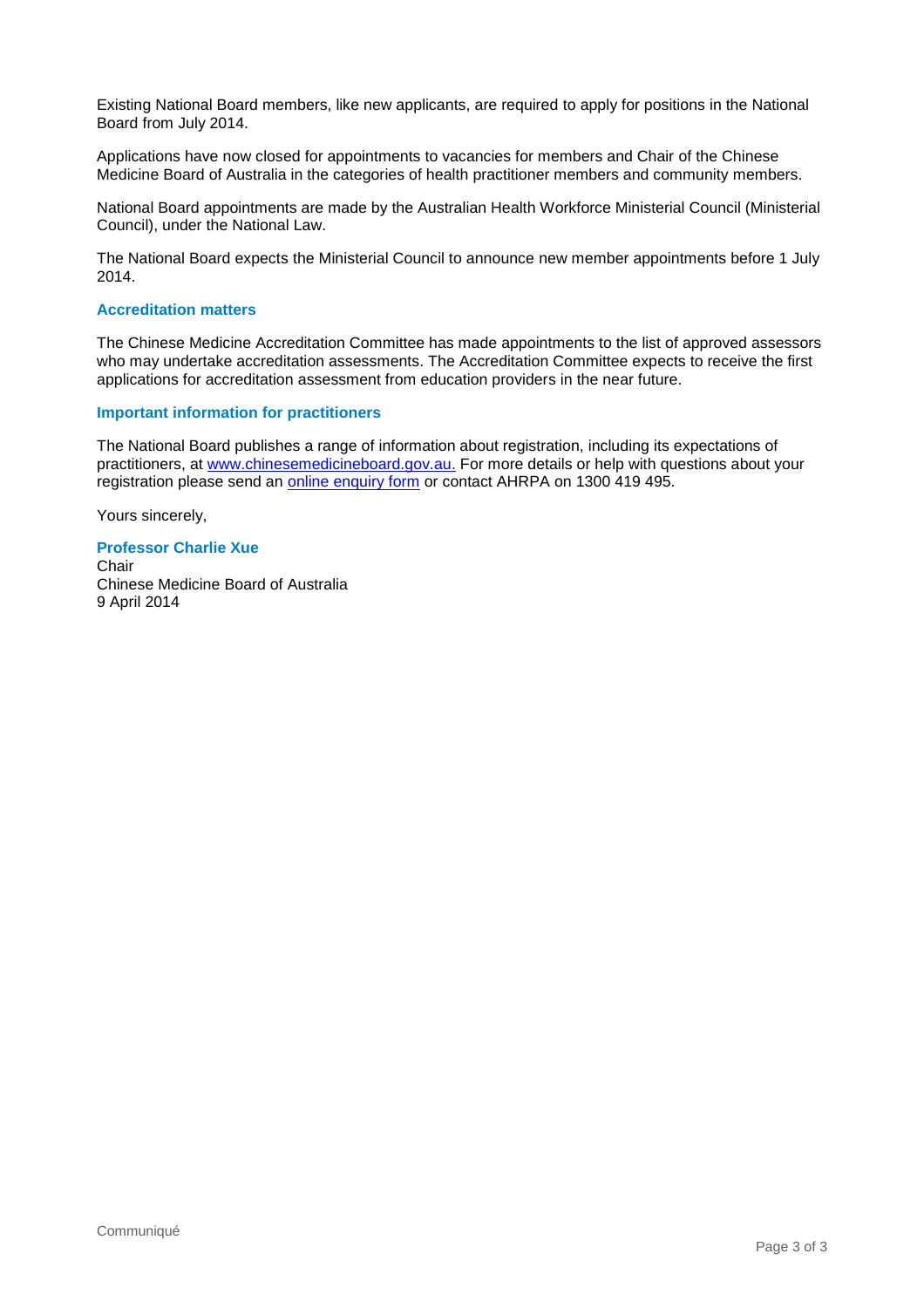Existing National Board members, like new applicants, are required to apply for positions in the National Board from July 2014.

Applications have now closed for appointments to vacancies for members and Chair of the Chinese Medicine Board of Australia in the categories of health practitioner members and community members.

National Board appointments are made by the Australian Health Workforce Ministerial Council (Ministerial Council), under the National Law.

The National Board expects the Ministerial Council to announce new member appointments before 1 July 2014.

### Accreditation matters

The Chinese Medicine Accreditation Committee has made appointments to the list of approved assessors who may undertake accreditation assessments. The Accreditation Committee expects to receive the first applications for accreditation assessment from education providers in the near future.

### Important information for practitioners

The National Board publishes a range of information about registration, including its expectations of practitioners, at [www.chinesemedicineboard.gov.au.](http://www.chinesemedicineboard.gov.au) For more details or help with questions about your registration please send an [online enquiry form](online enquiry form) or contact AHRPA on 1300 419 495.

Yours sincerely,

**Professor Charlie Xue**
Chair
Chinese Medicine Board of Australia
9 April 2014